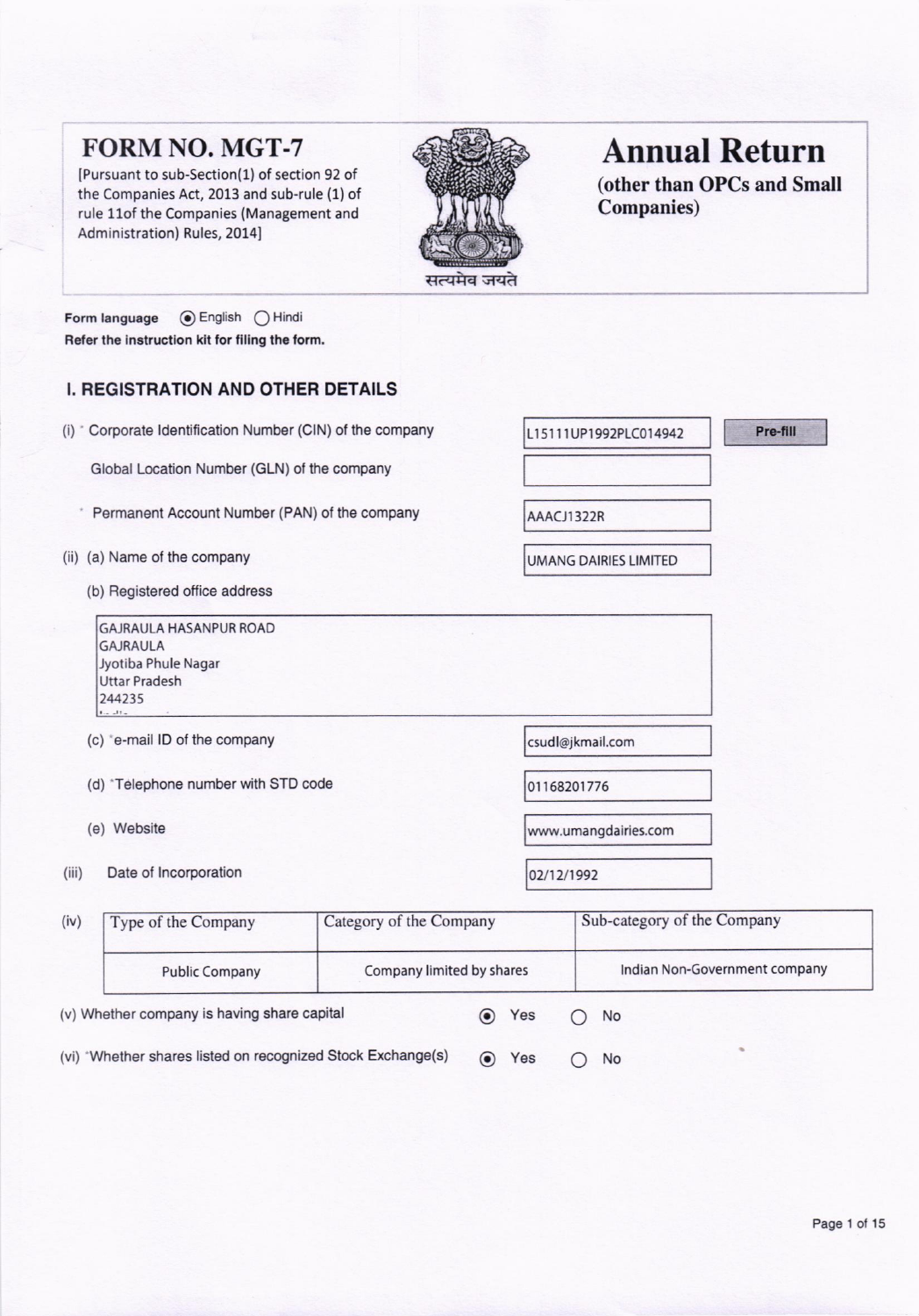# FORM NO. MGT-7

[Pursuant to sub-Section(1) of section 92 of the Companies Act, 2013 and sub-rule (1) of rule 11of the Companies (Management and Administration) Rules, 2014]

# Annual Return

**(other than OPCs and Small Companies)**

सत्यमेव जयते

**Form language** (●) English ( ) Hindi

**Refer the instruction kit for filing the form.**

## I. REGISTRATION AND OTHER DETAILS

(i) * Corporate Identification Number (CIN) of the company: L15111UP1992PLC014942 [Pre-fill]

Global Location Number (GLN) of the company:

* Permanent Account Number (PAN) of the company: AAACJ1322R

(ii) (a) Name of the company: UMANG DAIRIES LIMITED

(b) Registered office address

GAJRAULA HASANPUR ROAD
GAJRAULA
Jyotiba Phule Nagar
Uttar Pradesh
244235

(c) *e-mail ID of the company: csudl@jkmail.com

(d) *Telephone number with STD code: 01168201776

(e) Website: www.umangdairies.com

(iii) Date of Incorporation: 02/12/1992

(iv)

| Type of the Company | Category of the Company | Sub-category of the Company |
|---|---|---|
| Public Company | Company limited by shares | Indian Non-Government company |

(v) Whether company is having share capital (●) Yes ( ) No

(vi) *Whether shares listed on recognized Stock Exchange(s) (●) Yes ( ) No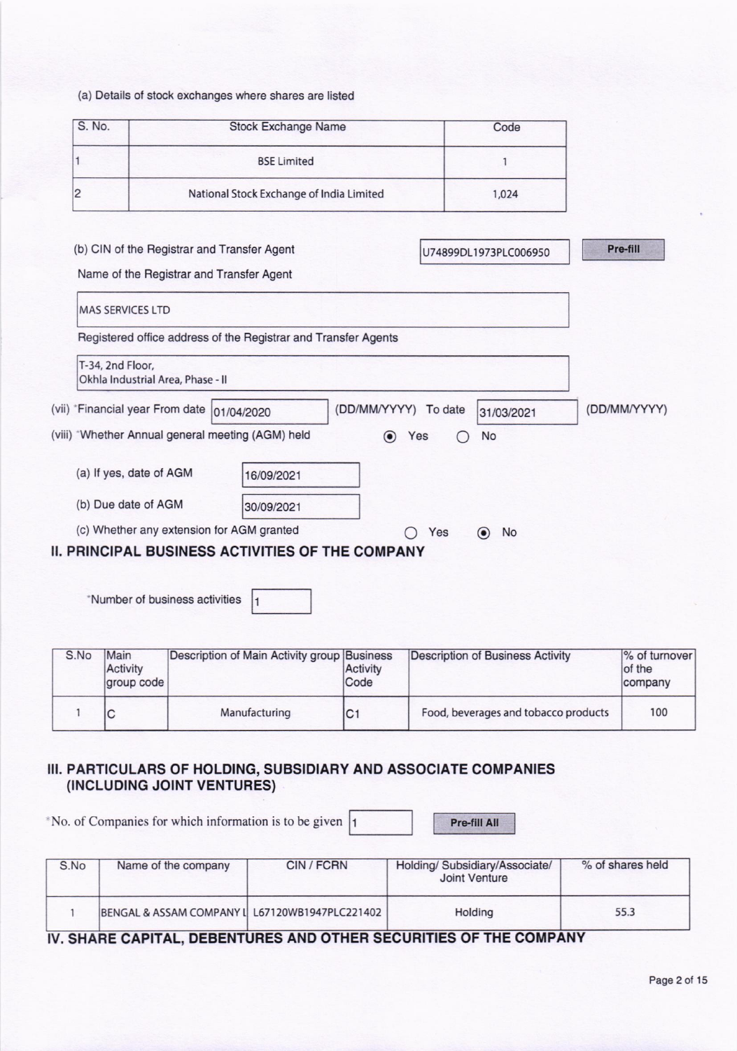(a) Details of stock exchanges where shares are listed

| S. No. | Stock Exchange Name | Code |
|---|---|---|
| 1 | BSE Limited | 1 |
| 2 | National Stock Exchange of India Limited | 1,024 |

(b) CIN of the Registrar and Transfer Agent U74899DL1973PLC006950 Pre-fill

Name of the Registrar and Transfer Agent

MAS SERVICES LTD

Registered office address of the Registrar and Transfer Agents

T-34, 2nd Floor,
Okhla Industrial Area, Phase - II

(vii) *Financial year From date 01/04/2020 (DD/MM/YYYY) To date 31/03/2021 (DD/MM/YYYY)

(viii) *Whether Annual general meeting (AGM) held ◉ Yes ○ No

(a) If yes, date of AGM 16/09/2021

(b) Due date of AGM 30/09/2021

(c) Whether any extension for AGM granted ○ Yes ◉ No

## II. PRINCIPAL BUSINESS ACTIVITIES OF THE COMPANY

*Number of business activities 1

| S.No | Main Activity group code | Description of Main Activity group | Business Activity Code | Description of Business Activity | % of turnover of the company |
|---|---|---|---|---|---|
| 1 | C | Manufacturing | C1 | Food, beverages and tobacco products | 100 |

## III. PARTICULARS OF HOLDING, SUBSIDIARY AND ASSOCIATE COMPANIES (INCLUDING JOINT VENTURES)

*No. of Companies for which information is to be given 1 Pre-fill All

| S.No | Name of the company | CIN / FCRN | Holding/ Subsidiary/Associate/ Joint Venture | % of shares held |
|---|---|---|---|---|
| 1 | BENGAL & ASSAM COMPANY L | L67120WB1947PLC221402 | Holding | 55.3 |

## IV. SHARE CAPITAL, DEBENTURES AND OTHER SECURITIES OF THE COMPANY